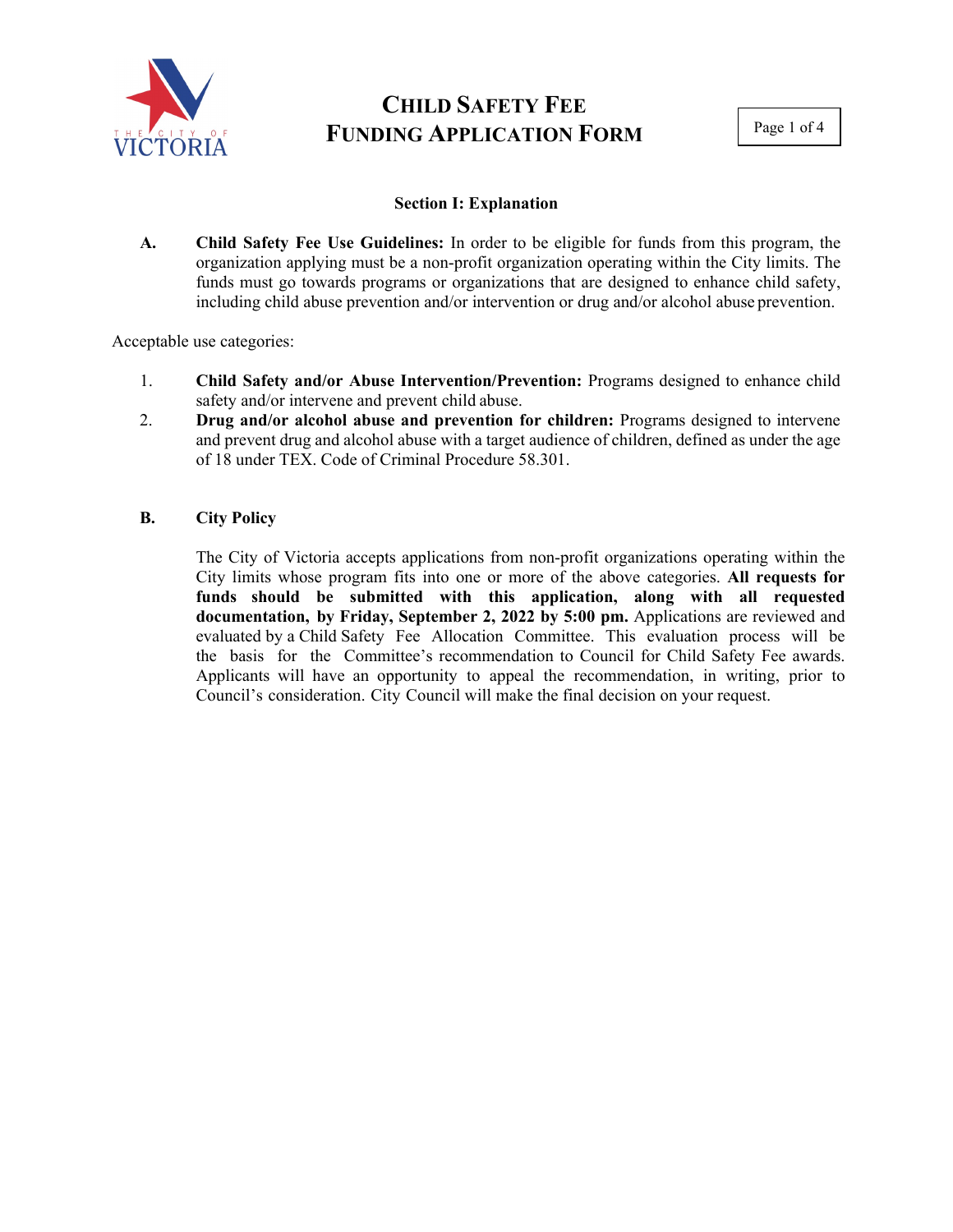# CHILD SAFETY FEE FUNDING APPLICATION FORM

### Section I: Explanation

**A. Child Safety Fee Use Guidelines:** In order to be eligible for funds from this program, the organization applying must be a non-profit organization operating within the City limits. The funds must go towards programs or organizations that are designed to enhance child safety, including child abuse prevention and/or intervention or drug and/or alcohol abuse prevention.

Acceptable use categories:

1. **Child Safety and/or Abuse Intervention/Prevention:** Programs designed to enhance child safety and/or intervene and prevent child abuse.
2. **Drug and/or alcohol abuse and prevention for children:** Programs designed to intervene and prevent drug and alcohol abuse with a target audience of children, defined as under the age of 18 under TEX. Code of Criminal Procedure 58.301.

**B. City Policy**

The City of Victoria accepts applications from non-profit organizations operating within the City limits whose program fits into one or more of the above categories. **All requests for funds should be submitted with this application, along with all requested documentation, by Friday, September 2, 2022 by 5:00 pm.** Applications are reviewed and evaluated by a Child Safety Fee Allocation Committee. This evaluation process will be the basis for the Committee's recommendation to Council for Child Safety Fee awards. Applicants will have an opportunity to appeal the recommendation, in writing, prior to Council's consideration. City Council will make the final decision on your request.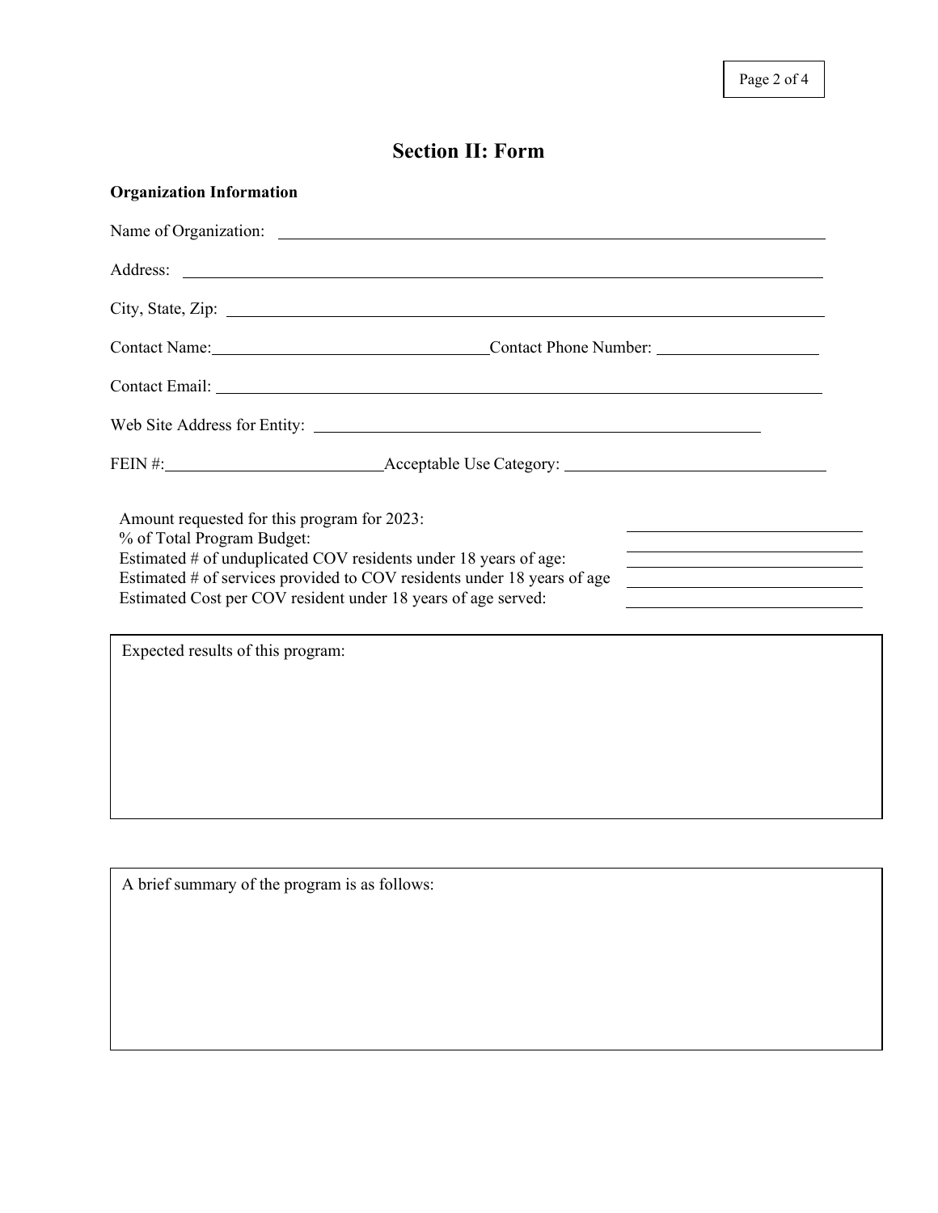# Section II: Form

**Organization Information**

Name of Organization: ______________________________

Address: ______________________________

City, State, Zip: ______________________________

Contact Name: ______________________________ Contact Phone Number: ______________________________

Contact Email: ______________________________

Web Site Address for Entity: ______________________________

FEIN #: ______________________________ Acceptable Use Category: ______________________________

Amount requested for this program for 2023: ______________________________
% of Total Program Budget: ______________________________
Estimated # of unduplicated COV residents under 18 years of age: ______________________________
Estimated # of services provided to COV residents under 18 years of age ______________________________
Estimated Cost per COV resident under 18 years of age served: ______________________________

Expected results of this program:

A brief summary of the program is as follows: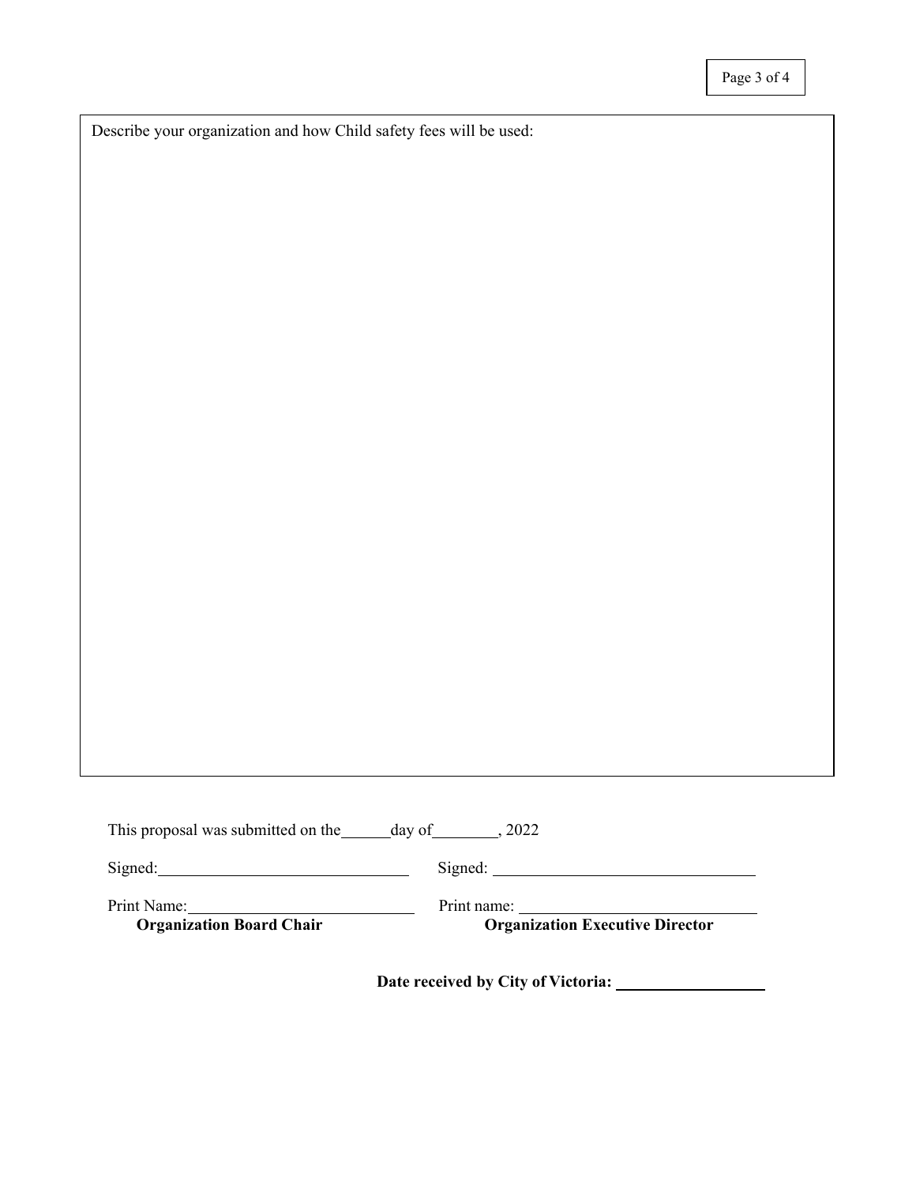Describe your organization and how Child safety fees will be used:

This proposal was submitted on the\_\_\_\_\_\_day of\_\_\_\_\_\_\_\_, 2022

Signed:\_\_\_\_\_\_\_\_\_\_\_\_\_\_\_\_\_\_\_\_\_\_\_\_\_\_\_\_\_\_ Signed: \_\_\_\_\_\_\_\_\_\_\_\_\_\_\_\_\_\_\_\_\_\_\_\_\_\_\_\_\_\_\_\_

Print Name:\_\_\_\_\_\_\_\_\_\_\_\_\_\_\_\_\_\_\_\_\_\_\_\_\_\_\_\_
**Organization Board Chair**

Print name: \_\_\_\_\_\_\_\_\_\_\_\_\_\_\_\_\_\_\_\_\_\_\_\_\_\_\_\_\_\_
**Organization Executive Director**

**Date received by City of Victoria:** \_\_\_\_\_\_\_\_\_\_\_\_\_\_\_\_\_\_\_\_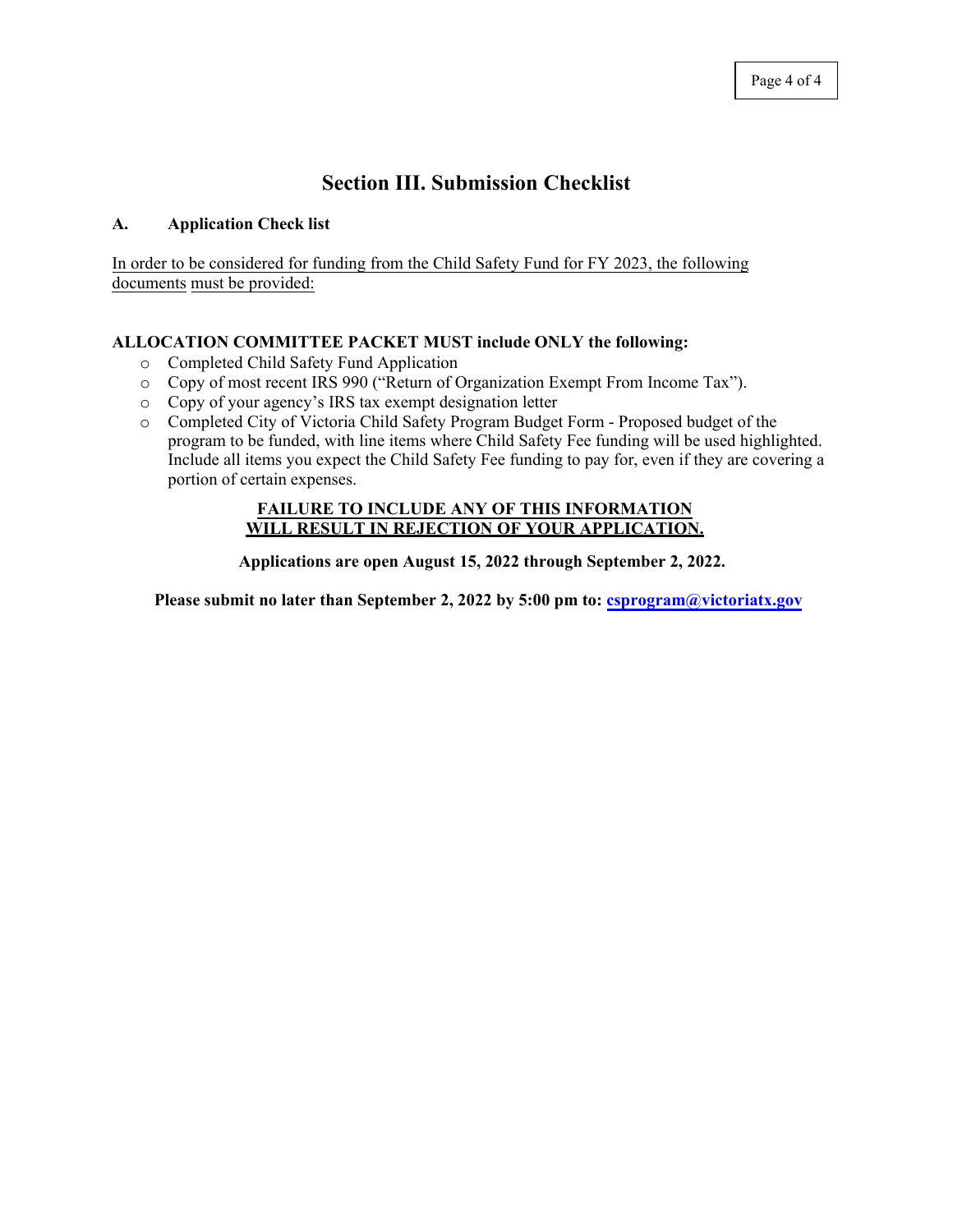# Section III. Submission Checklist

## A. Application Check list

In order to be considered for funding from the Child Safety Fund for FY 2023, the following documents must be provided:

**ALLOCATION COMMITTEE PACKET MUST include ONLY the following:**

- Completed Child Safety Fund Application
- Copy of most recent IRS 990 ("Return of Organization Exempt From Income Tax").
- Copy of your agency's IRS tax exempt designation letter
- Completed City of Victoria Child Safety Program Budget Form - Proposed budget of the program to be funded, with line items where Child Safety Fee funding will be used highlighted. Include all items you expect the Child Safety Fee funding to pay for, even if they are covering a portion of certain expenses.

**FAILURE TO INCLUDE ANY OF THIS INFORMATION WILL RESULT IN REJECTION OF YOUR APPLICATION.**

**Applications are open August 15, 2022 through September 2, 2022.**

**Please submit no later than September 2, 2022 by 5:00 pm to: csprogram@victoriatx.gov**